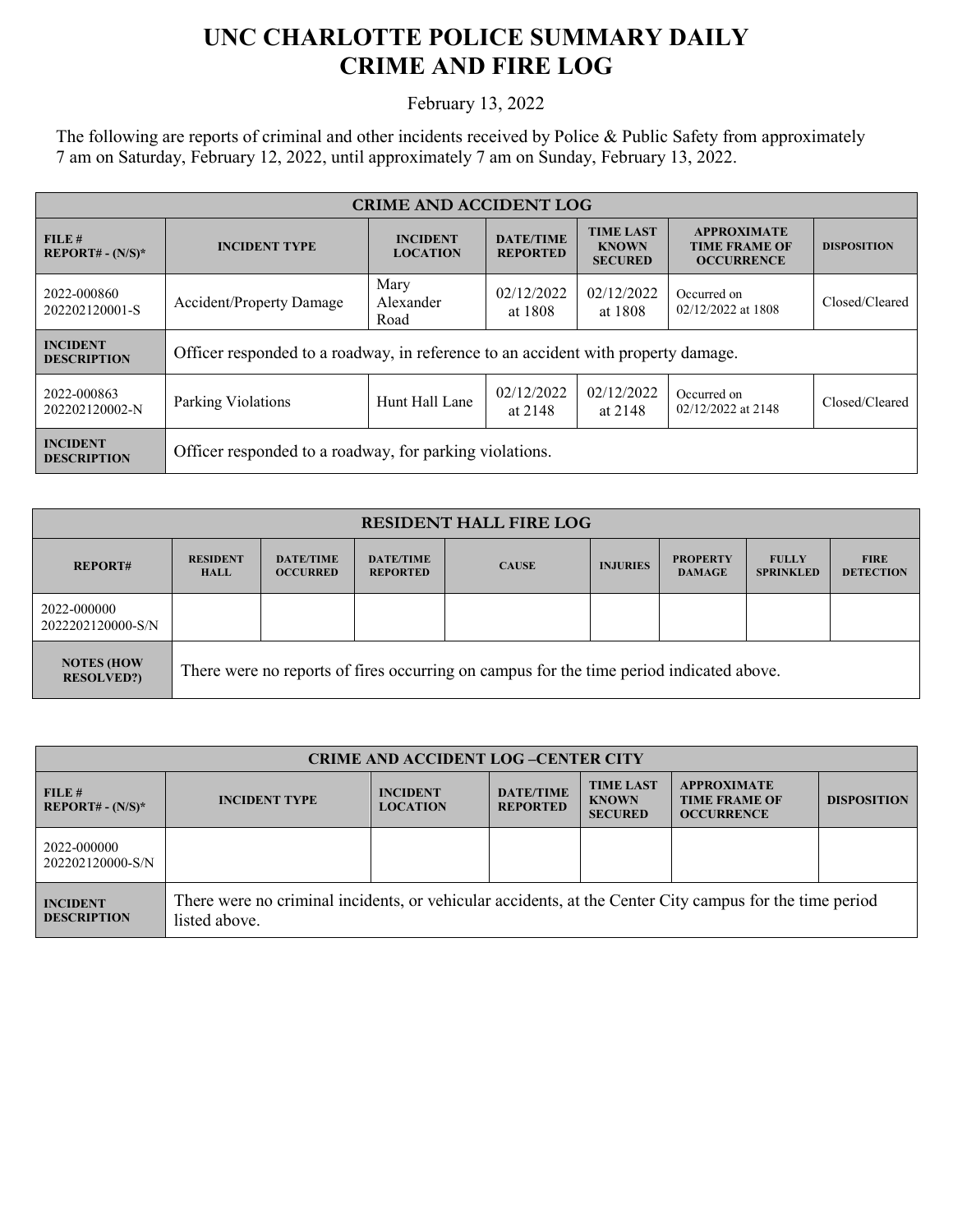# UNC CHARLOTTE POLICE SUMMARY DAILY CRIME AND FIRE LOG

February 13, 2022

The following are reports of criminal and other incidents received by Police & Public Safety from approximately 7 am on Saturday, February 12, 2022, until approximately 7 am on Sunday, February 13, 2022.

| CRIME AND ACCIDENT LOG | | | | | | |
|---|---|---|---|---|---|---|
| **FILE # REPORT# - (N/S)*** | **INCIDENT TYPE** | **INCIDENT LOCATION** | **DATE/TIME REPORTED** | **TIME LAST KNOWN SECURED** | **APPROXIMATE TIME FRAME OF OCCURRENCE** | **DISPOSITION** |
| 2022-000860 202202120001-S | Accident/Property Damage | Mary Alexander Road | 02/12/2022 at 1808 | 02/12/2022 at 1808 | Occurred on 02/12/2022 at 1808 | Closed/Cleared |
| **INCIDENT DESCRIPTION** | Officer responded to a roadway, in reference to an accident with property damage. | | | | | |
| 2022-000863 202202120002-N | Parking Violations | Hunt Hall Lane | 02/12/2022 at 2148 | 02/12/2022 at 2148 | Occurred on 02/12/2022 at 2148 | Closed/Cleared |
| **INCIDENT DESCRIPTION** | Officer responded to a roadway, for parking violations. | | | | | |

| RESIDENT HALL FIRE LOG | | | | | | | | |
|---|---|---|---|---|---|---|---|---|
| **REPORT#** | **RESIDENT HALL** | **DATE/TIME OCCURRED** | **DATE/TIME REPORTED** | **CAUSE** | **INJURIES** | **PROPERTY DAMAGE** | **FULLY SPRINKLED** | **FIRE DETECTION** |
| 2022-000000 2022202120000-S/N | | | | | | | | |
| **NOTES (HOW RESOLVED?)** | There were no reports of fires occurring on campus for the time period indicated above. | | | | | | | |

| CRIME AND ACCIDENT LOG –CENTER CITY | | | | | | |
|---|---|---|---|---|---|---|
| **FILE # REPORT# - (N/S)*** | **INCIDENT TYPE** | **INCIDENT LOCATION** | **DATE/TIME REPORTED** | **TIME LAST KNOWN SECURED** | **APPROXIMATE TIME FRAME OF OCCURRENCE** | **DISPOSITION** |
| 2022-000000 202202120000-S/N | | | | | | |
| **INCIDENT DESCRIPTION** | There were no criminal incidents, or vehicular accidents, at the Center City campus for the time period listed above. | | | | | |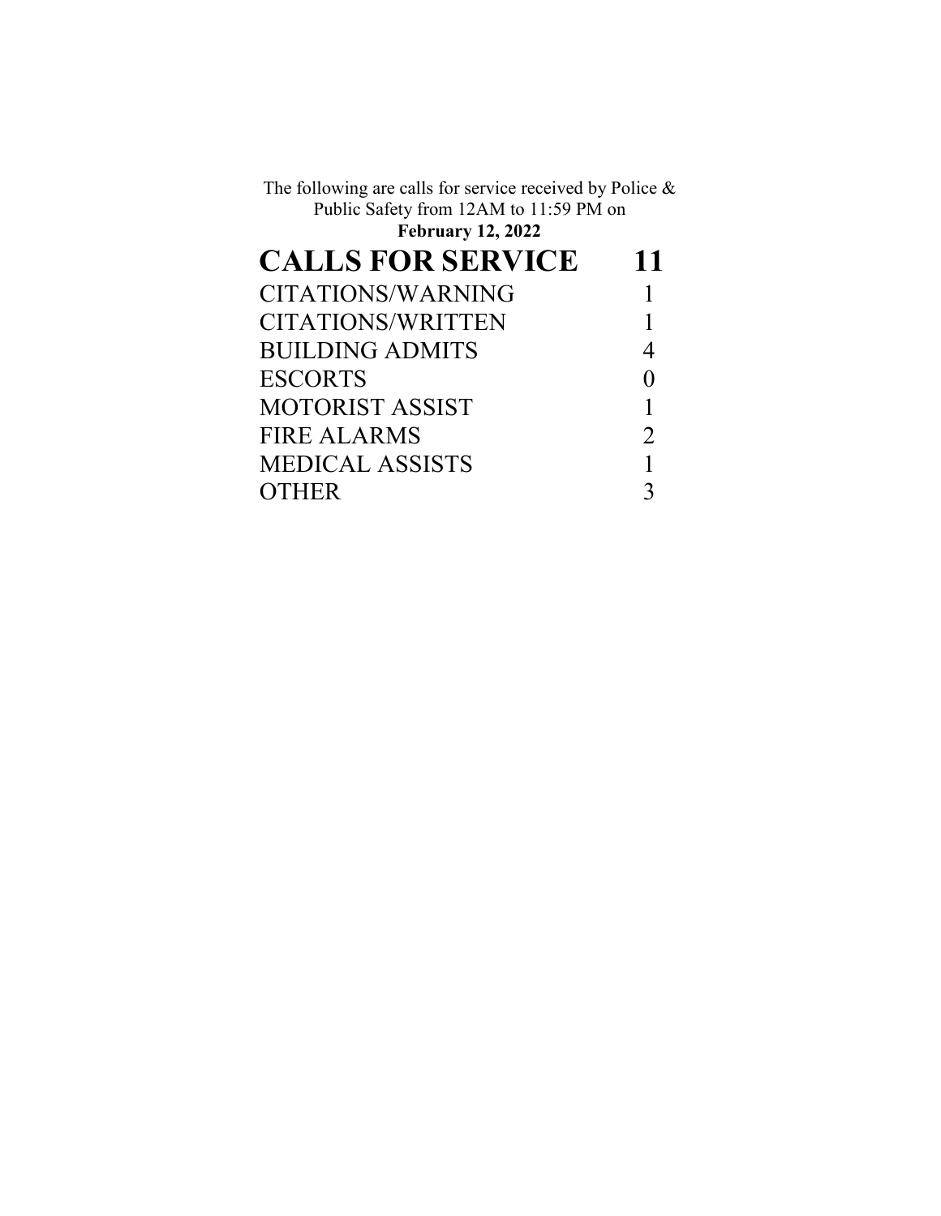The following are calls for service received by Police & Public Safety from 12AM to 11:59 PM on

**February 12, 2022**

| | |
|---|---|
| **CALLS FOR SERVICE** | **11** |
| CITATIONS/WARNING | 1 |
| CITATIONS/WRITTEN | 1 |
| BUILDING ADMITS | 4 |
| ESCORTS | 0 |
| MOTORIST ASSIST | 1 |
| FIRE ALARMS | 2 |
| MEDICAL ASSISTS | 1 |
| OTHER | 3 |